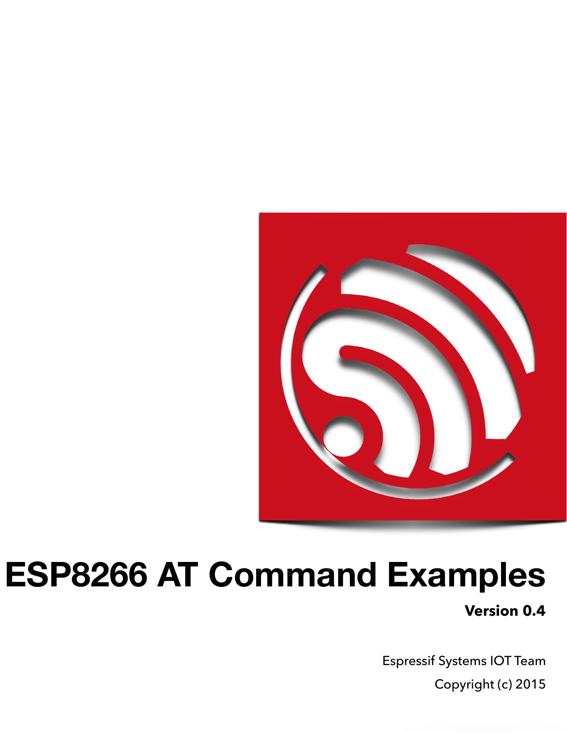# ESP8266 AT Command Examples

**Version 0.4**

Espressif Systems IOT Team

Copyright (c) 2015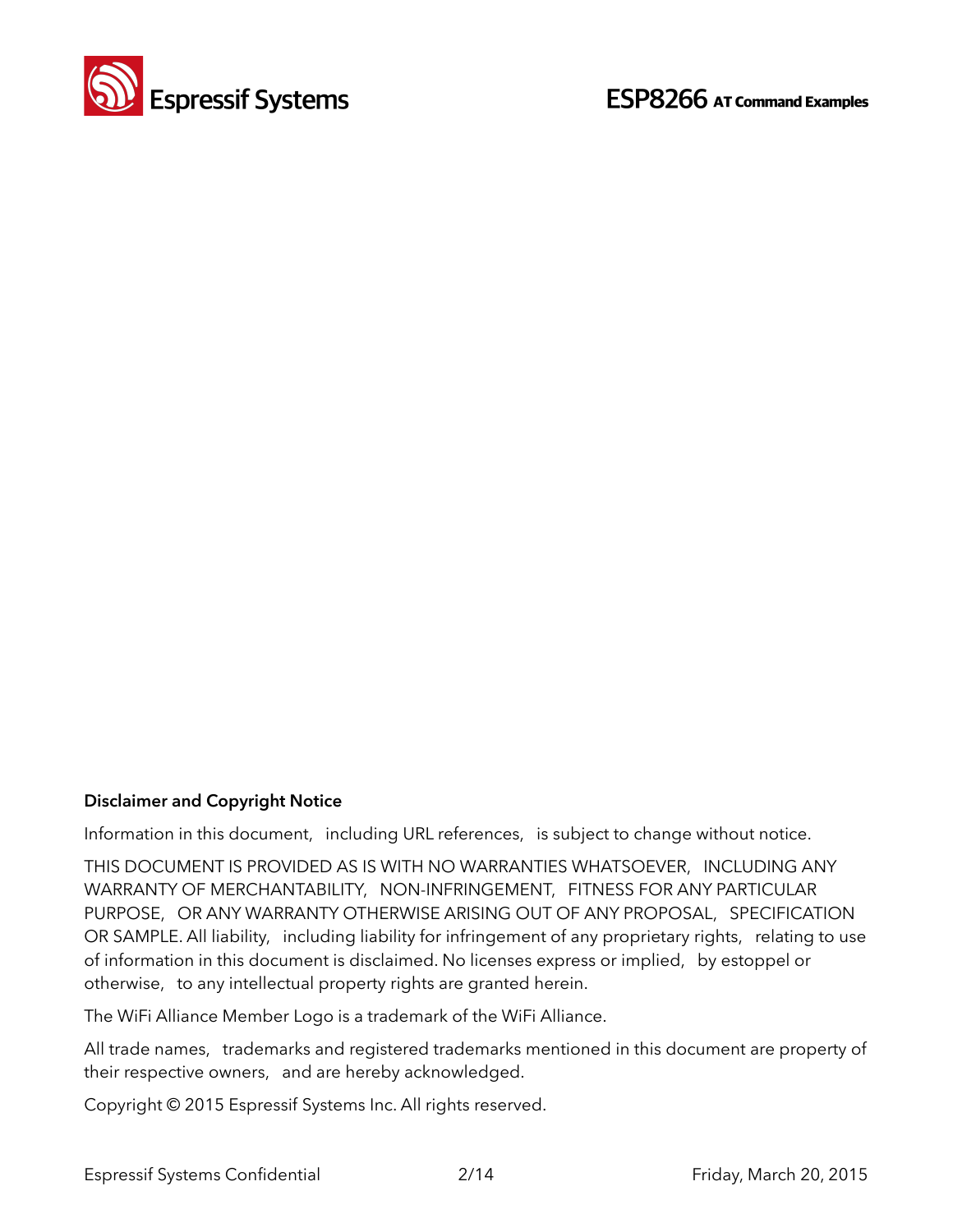**Disclaimer and Copyright Notice**

Information in this document, including URL references, is subject to change without notice.

THIS DOCUMENT IS PROVIDED AS IS WITH NO WARRANTIES WHATSOEVER, INCLUDING ANY WARRANTY OF MERCHANTABILITY, NON-INFRINGEMENT, FITNESS FOR ANY PARTICULAR PURPOSE, OR ANY WARRANTY OTHERWISE ARISING OUT OF ANY PROPOSAL, SPECIFICATION OR SAMPLE. All liability, including liability for infringement of any proprietary rights, relating to use of information in this document is disclaimed. No licenses express or implied, by estoppel or otherwise, to any intellectual property rights are granted herein.

The WiFi Alliance Member Logo is a trademark of the WiFi Alliance.

All trade names, trademarks and registered trademarks mentioned in this document are property of their respective owners, and are hereby acknowledged.

Copyright © 2015 Espressif Systems Inc. All rights reserved.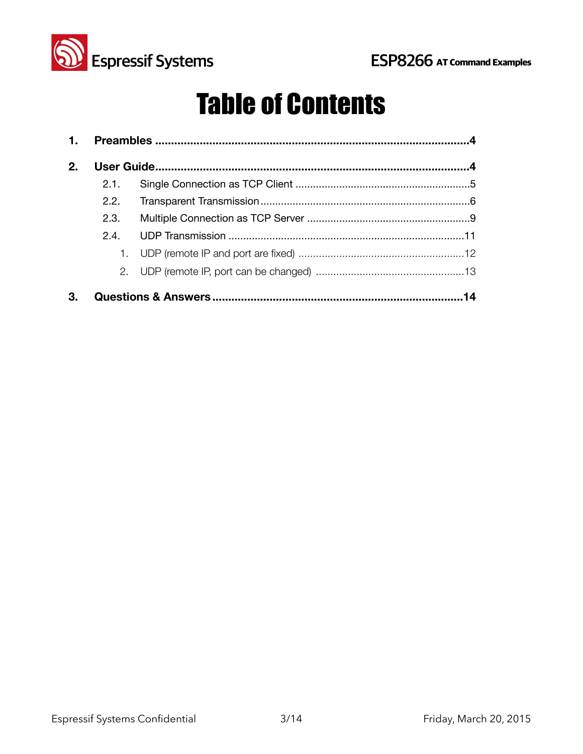# Table of Contents

**1. Preambles** .................................................................................................**4**

**2. User Guide**.................................................................................................**4**

- 2.1. Single Connection as TCP Client ...........................................................5
- 2.2. Transparent Transmission.......................................................................6
- 2.3. Multiple Connection as TCP Server .......................................................9
- 2.4. UDP Transmission ................................................................................11
    1. UDP (remote IP and port are fixed) ........................................................12
    2. UDP (remote IP, port can be changed) ..................................................13

**3. Questions & Answers** ..............................................................................**14**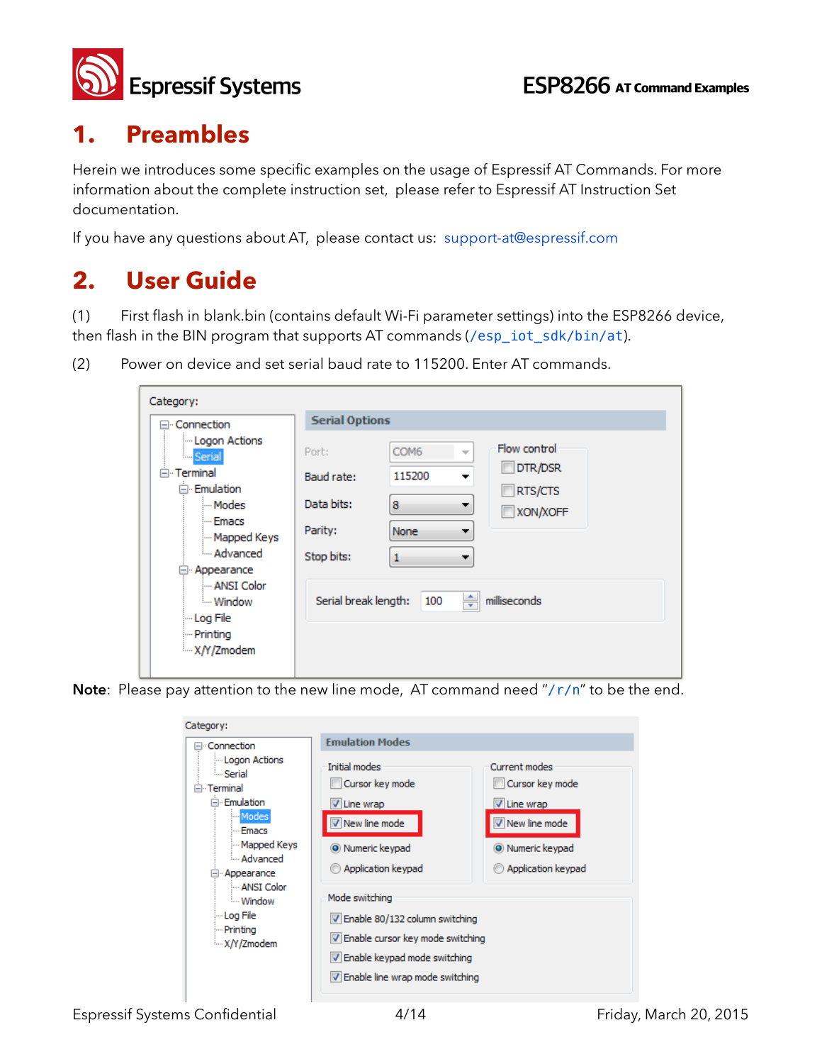# 1. Preambles

Herein we introduces some specific examples on the usage of Espressif AT Commands. For more information about the complete instruction set, please refer to Espressif AT Instruction Set documentation.

If you have any questions about AT, please contact us: support-at@espressif.com

# 2. User Guide

(1) First flash in blank.bin (contains default Wi-Fi parameter settings) into the ESP8266 device, then flash in the BIN program that supports AT commands (`/esp_iot_sdk/bin/at`).

(2) Power on device and set serial baud rate to 115200. Enter AT commands.

**Note**: Please pay attention to the new line mode, AT command need "`/r/n`" to be the end.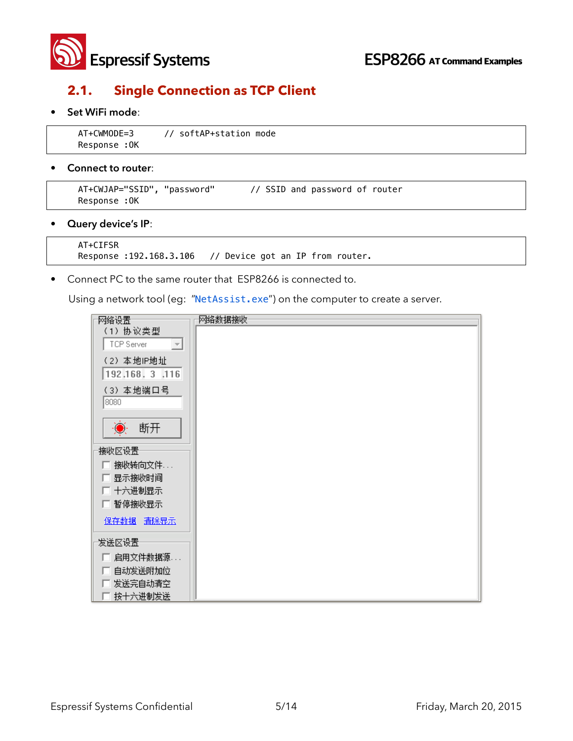## 2.1. Single Connection as TCP Client

- **Set WiFi mode**:

```
AT+CWMODE=3        // softAP+station mode
Response :OK
```

- **Connect to router**:

```
AT+CWJAP="SSID", "password"       // SSID and password of router
Response :OK
```

- **Query device's IP**:

```
AT+CIFSR
Response :192.168.3.106    // Device got an IP from router.
```

- Connect PC to the same router that ESP8266 is connected to.

  Using a network tool (eg: "NetAssist.exe") on the computer to create a server.

网络设置

（1）协议类型

TCP Server

（2）本地IP地址

192.168. 3 .116

（3）本地端口号

8080

断开

接收区设置

- 接收转向文件...
- 显示接收时间
- 十六进制显示
- 暂停接收显示

保存数据 清除显示

发送区设置

- 启用文件数据源...
- 自动发送附加位
- 发送完自动清空
- 按十六进制发送

网络数据接收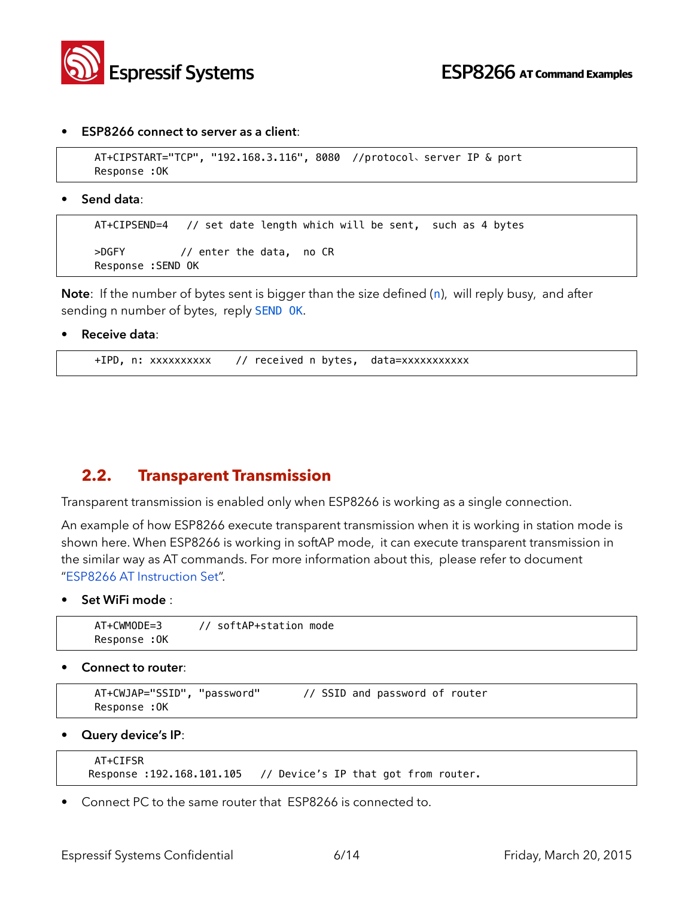- **ESP8266 connect to server as a client**:

```
AT+CIPSTART="TCP", "192.168.3.116", 8080  //protocol、server IP & port
Response :OK
```

- **Send data**:

```
AT+CIPSEND=4   // set date length which will be sent,  such as 4 bytes

>DGFY         // enter the data,  no CR
Response :SEND OK
```

**Note**: If the number of bytes sent is bigger than the size defined (n), will reply busy, and after sending n number of bytes, reply SEND OK.

- **Receive data**:

```
+IPD, n: xxxxxxxxxx    // received n bytes,  data=xxxxxxxxxxx
```

## 2.2. Transparent Transmission

Transparent transmission is enabled only when ESP8266 is working as a single connection.

An example of how ESP8266 execute transparent transmission when it is working in station mode is shown here. When ESP8266 is working in softAP mode, it can execute transparent transmission in the similar way as AT commands. For more information about this, please refer to document "ESP8266 AT Instruction Set".

- **Set WiFi mode** :

```
AT+CWMODE=3      // softAP+station mode
Response :OK
```

- **Connect to router**:

```
AT+CWJAP="SSID", "password"       // SSID and password of router
Response :OK
```

- **Query device's IP**:

```
AT+CIFSR
Response :192.168.101.105   // Device's IP that got from router.
```

- Connect PC to the same router that ESP8266 is connected to.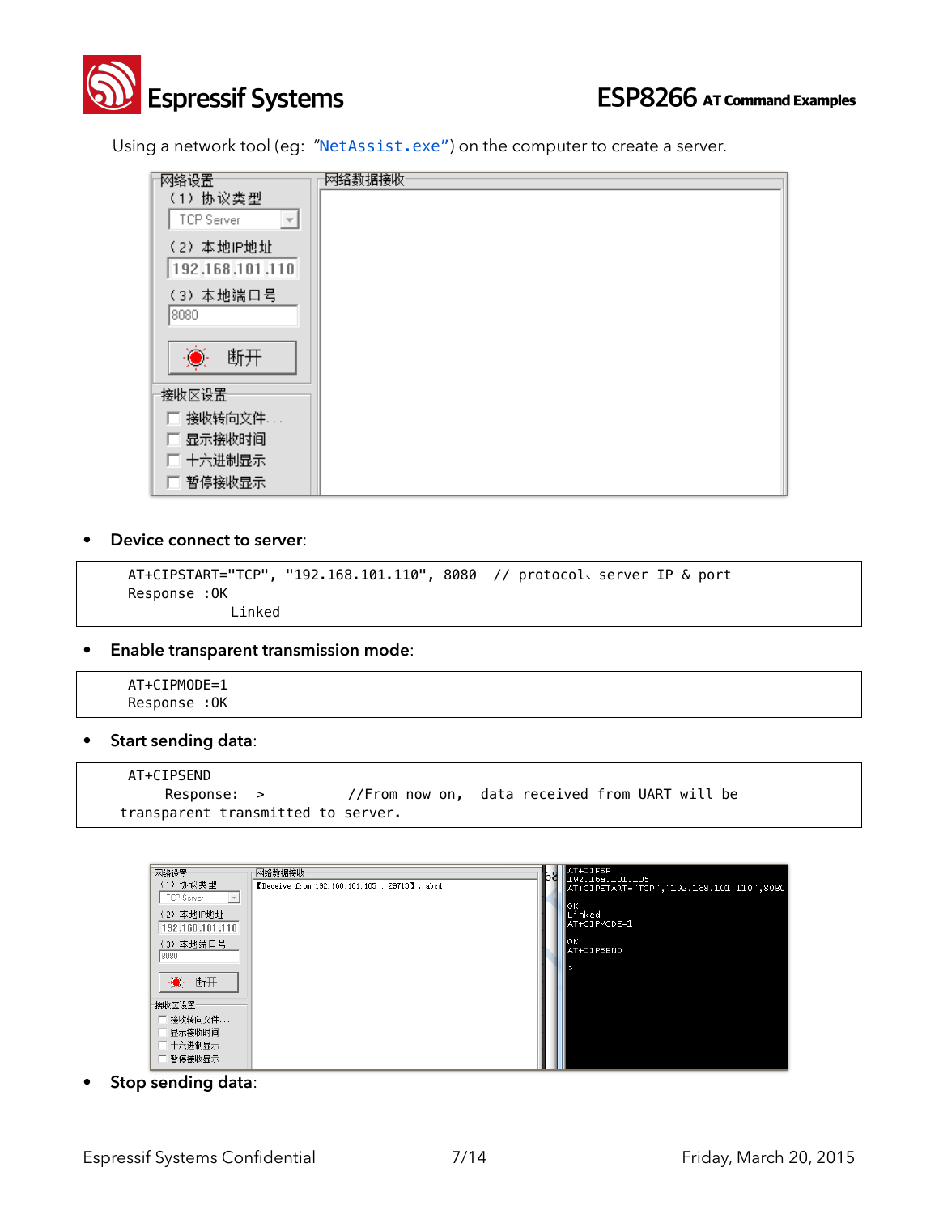Using a network tool (eg: "NetAssist.exe") on the computer to create a server.

- **Device connect to server**:

```
AT+CIPSTART="TCP", "192.168.101.110", 8080  // protocol、server IP & port
Response :OK
            Linked
```

- **Enable transparent transmission mode**:

```
AT+CIPMODE=1
Response :OK
```

- **Start sending data**:

```
AT+CIPSEND
    Response:  >          //From now on,  data received from UART will be
transparent transmitted to server.
```

- **Stop sending data**: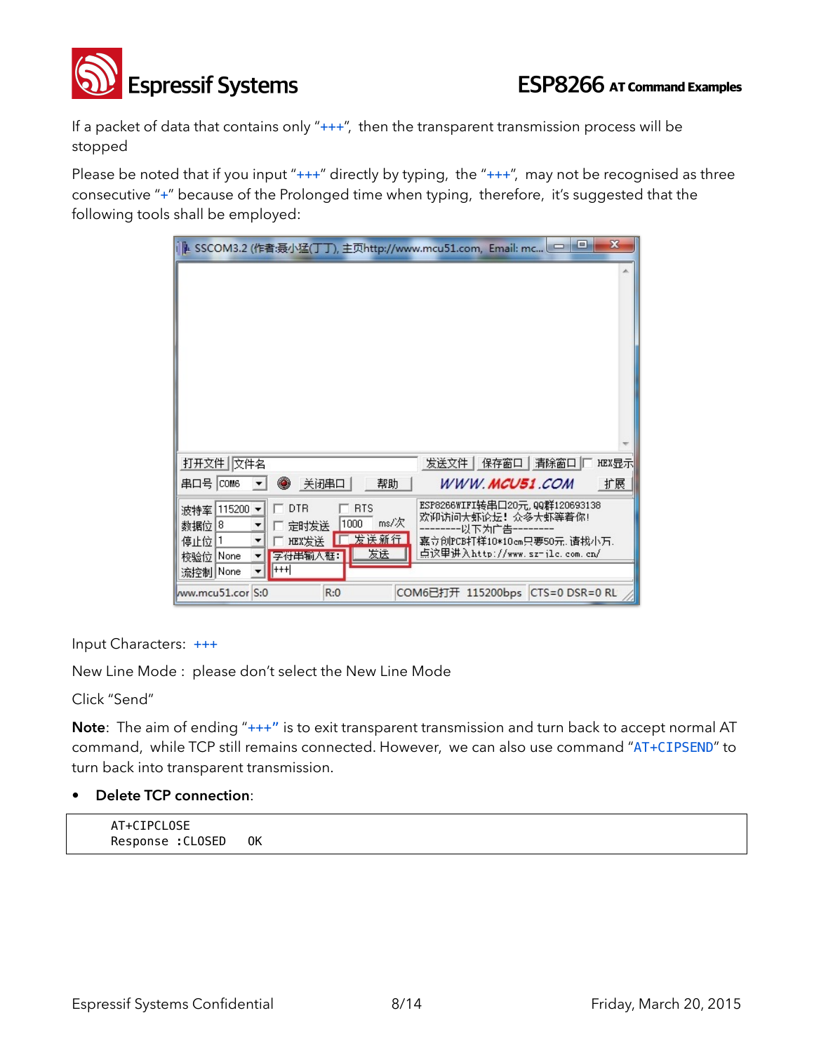If a packet of data that contains only "+++", then the transparent transmission process will be stopped

Please be noted that if you input "+++" directly by typing, the "+++", may not be recognised as three consecutive "+" because of the Prolonged time when typing, therefore, it's suggested that the following tools shall be employed:

Input Characters: +++

New Line Mode : please don't select the New Line Mode

Click "Send"

**Note**: The aim of ending "+++" is to exit transparent transmission and turn back to accept normal AT command, while TCP still remains connected. However, we can also use command "AT+CIPSEND" to turn back into transparent transmission.

- **Delete TCP connection**:

```
AT+CIPCLOSE
Response :CLOSED    OK
```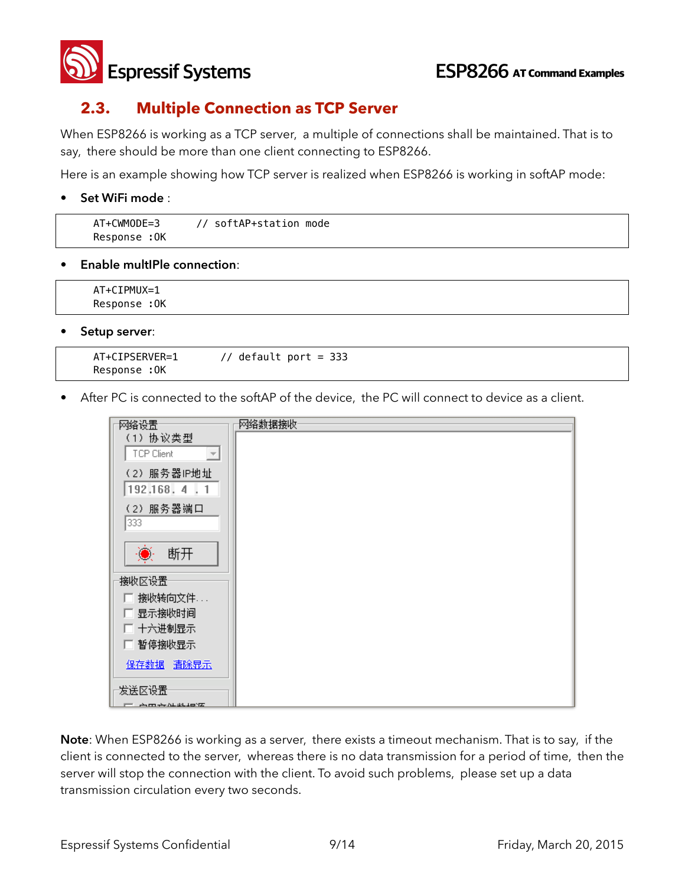## 2.3. Multiple Connection as TCP Server

When ESP8266 is working as a TCP server, a multiple of connections shall be maintained. That is to say, there should be more than one client connecting to ESP8266.

Here is an example showing how TCP server is realized when ESP8266 is working in softAP mode:

- **Set WiFi mode** :

```
AT+CWMODE=3        // softAP+station mode
Response :OK
```

- **Enable multIPle connection**:

```
AT+CIPMUX=1
Response :OK
```

- **Setup server**:

```
AT+CIPSERVER=1        // default port = 333
Response :OK
```

- After PC is connected to the softAP of the device, the PC will connect to device as a client.

**Note**: When ESP8266 is working as a server, there exists a timeout mechanism. That is to say, if the client is connected to the server, whereas there is no data transmission for a period of time, then the server will stop the connection with the client. To avoid such problems, please set up a data transmission circulation every two seconds.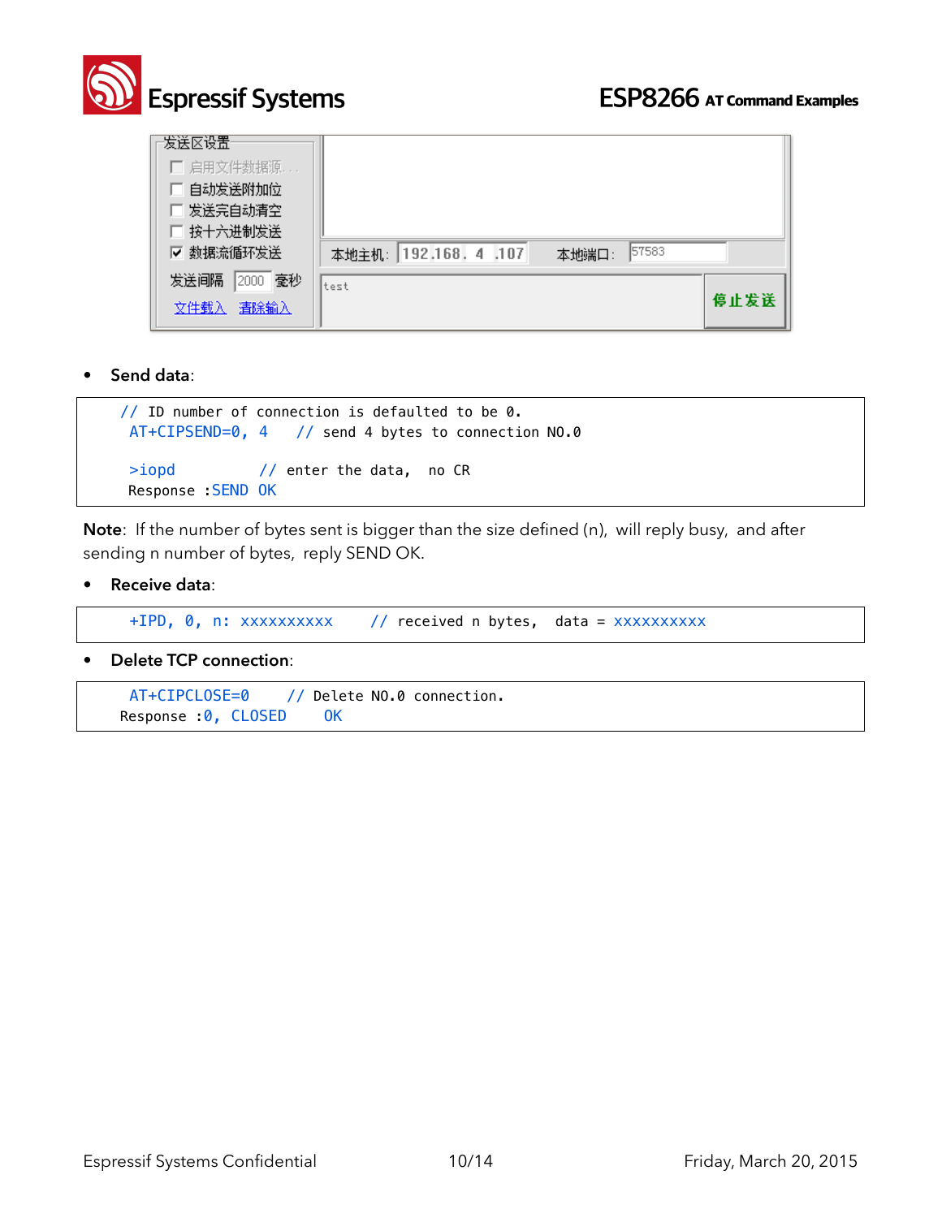- **Send data**:

```
 // ID number of connection is defaulted to be 0.
  AT+CIPSEND=0, 4    // send 4 bytes to connection NO.0

  >iopd          // enter the data,  no CR
  Response :SEND OK
```

**Note**: If the number of bytes sent is bigger than the size defined (n), will reply busy, and after sending n number of bytes, reply SEND OK.

- **Receive data**:

```
  +IPD, 0, n: xxxxxxxxxx     // received n bytes,  data = xxxxxxxxxx
```

- **Delete TCP connection**:

```
  AT+CIPCLOSE=0     // Delete NO.0 connection.
 Response :0, CLOSED     OK
```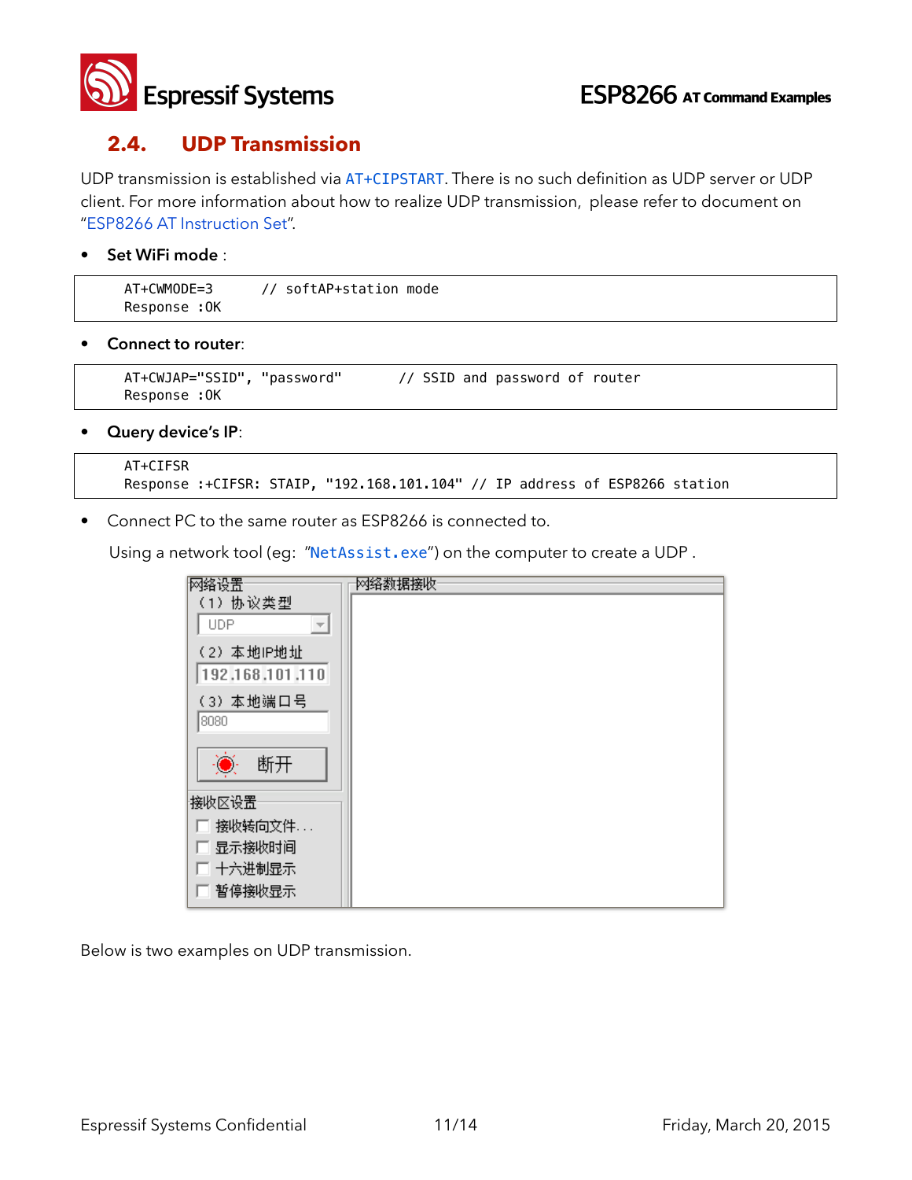## 2.4. UDP Transmission

UDP transmission is established via AT+CIPSTART. There is no such definition as UDP server or UDP client. For more information about how to realize UDP transmission, please refer to document on "ESP8266 AT Instruction Set".

- **Set WiFi mode** :

```
AT+CWMODE=3      // softAP+station mode
Response :OK
```

- **Connect to router**:

```
AT+CWJAP="SSID", "password"       // SSID and password of router
Response :OK
```

- **Query device's IP**:

```
AT+CIFSR
Response :+CIFSR: STAIP, "192.168.101.104" // IP address of ESP8266 station
```

- Connect PC to the same router as ESP8266 is connected to.

  Using a network tool (eg: "NetAssist.exe") on the computer to create a UDP .

Below is two examples on UDP transmission.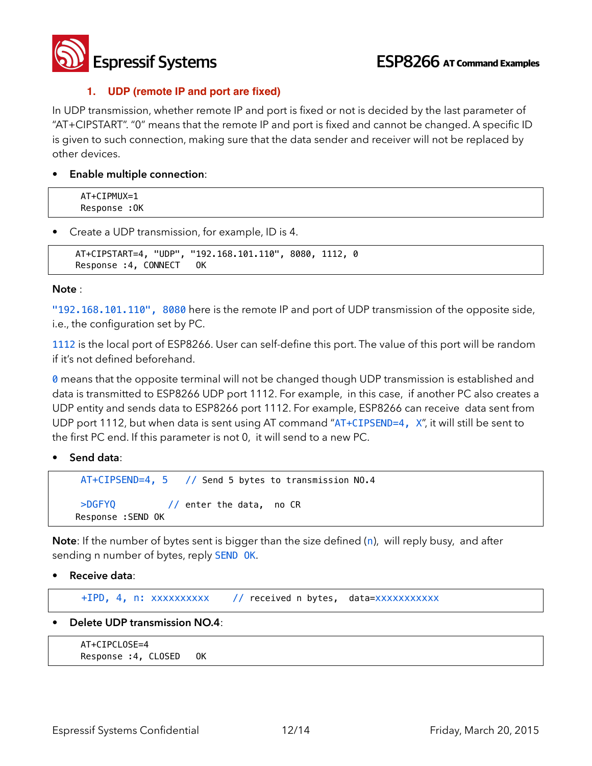### 1. UDP (remote IP and port are fixed)

In UDP transmission, whether remote IP and port is fixed or not is decided by the last parameter of "AT+CIPSTART". "0" means that the remote IP and port is fixed and cannot be changed. A specific ID is given to such connection, making sure that the data sender and receiver will not be replaced by other devices.

- **Enable multiple connection**:

```
AT+CIPMUX=1
Response :OK
```

- Create a UDP transmission, for example, ID is 4.

```
AT+CIPSTART=4, "UDP", "192.168.101.110", 8080, 1112, 0
Response :4, CONNECT   OK
```

**Note** :

`"192.168.101.110", 8080` here is the remote IP and port of UDP transmission of the opposite side, i.e., the configuration set by PC.

`1112` is the local port of ESP8266. User can self-define this port. The value of this port will be random if it's not defined beforehand.

`0` means that the opposite terminal will not be changed though UDP transmission is established and data is transmitted to ESP8266 UDP port 1112. For example, in this case, if another PC also creates a UDP entity and sends data to ESP8266 port 1112. For example, ESP8266 can receive data sent from UDP port 1112, but when data is sent using AT command "`AT+CIPSEND=4, X`", it will still be sent to the first PC end. If this parameter is not 0, it will send to a new PC.

- **Send data**:

```
AT+CIPSEND=4, 5   // Send 5 bytes to transmission NO.4

>DGFYQ         // enter the data,  no CR
Response :SEND OK
```

**Note**: If the number of bytes sent is bigger than the size defined (`n`), will reply busy, and after sending n number of bytes, reply `SEND OK`.

- **Receive data**:

```
+IPD, 4, n: xxxxxxxxxx    // received n bytes,  data=xxxxxxxxxxx
```

- **Delete UDP transmission NO.4**:

```
AT+CIPCLOSE=4
Response :4, CLOSED   OK
```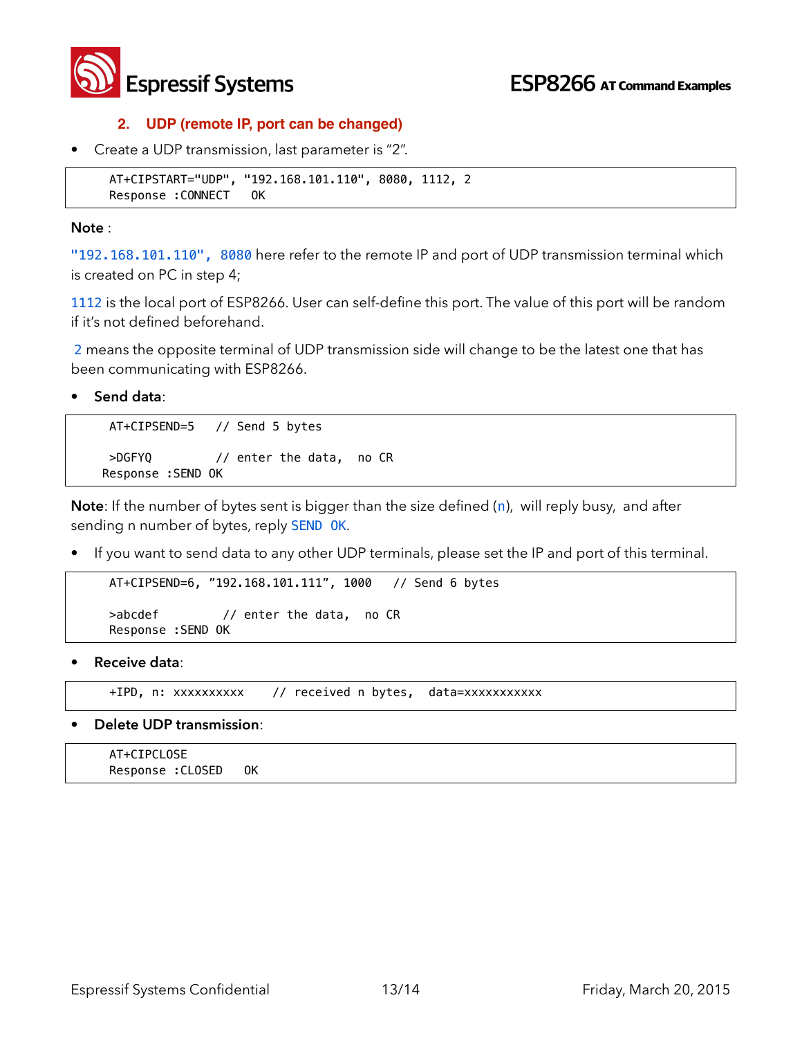### 2. UDP (remote IP, port can be changed)

- Create a UDP transmission, last parameter is "2".

```
AT+CIPSTART="UDP", "192.168.101.110", 8080, 1112, 2
Response :CONNECT   OK
```

**Note** :

`"192.168.101.110", 8080` here refer to the remote IP and port of UDP transmission terminal which is created on PC in step 4;

`1112` is the local port of ESP8266. User can self-define this port. The value of this port will be random if it's not defined beforehand.

`2` means the opposite terminal of UDP transmission side will change to be the latest one that has been communicating with ESP8266.

- **Send data**:

```
AT+CIPSEND=5   // Send 5 bytes

>DGFYQ         // enter the data,  no CR
Response :SEND OK
```

**Note**: If the number of bytes sent is bigger than the size defined (`n`), will reply busy, and after sending n number of bytes, reply `SEND OK`.

- If you want to send data to any other UDP terminals, please set the IP and port of this terminal.

```
AT+CIPSEND=6, "192.168.101.111", 1000   // Send 6 bytes

>abcdef         // enter the data,  no CR
Response :SEND OK
```

- **Receive data**:

```
+IPD, n: xxxxxxxxxx    // received n bytes,  data=xxxxxxxxxxx
```

- **Delete UDP transmission**:

```
AT+CIPCLOSE
Response :CLOSED   OK
```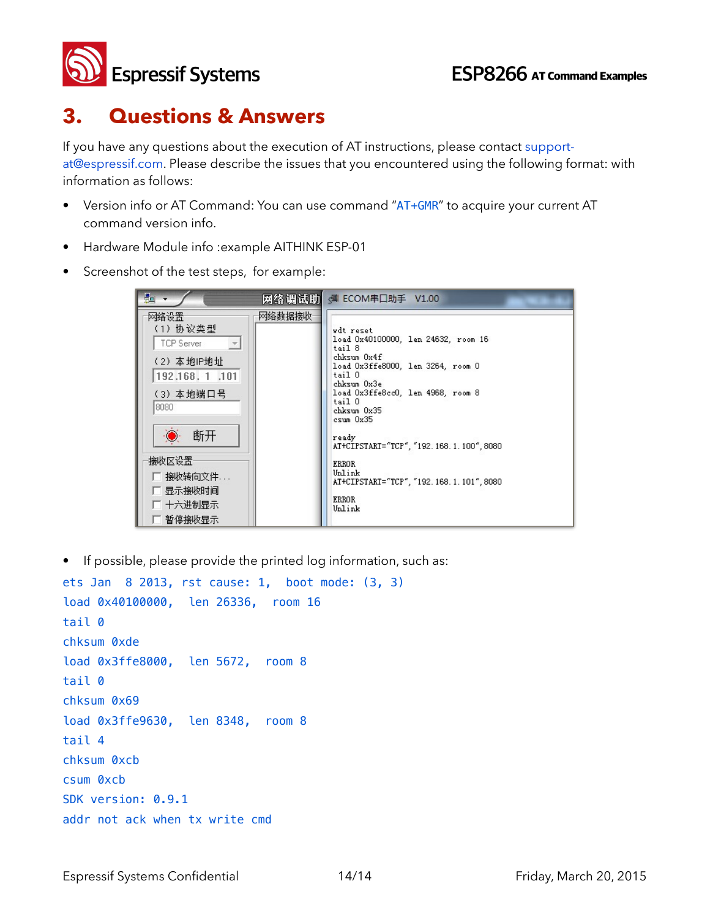# 3. Questions & Answers

If you have any questions about the execution of AT instructions, please contact support-at@espressif.com. Please describe the issues that you encountered using the following format: with information as follows:

- Version info or AT Command: You can use command "AT+GMR" to acquire your current AT command version info.
- Hardware Module info :example AITHINK ESP-01
- Screenshot of the test steps, for example:

- If possible, please provide the printed log information, such as:

```
ets Jan  8 2013, rst cause: 1,  boot mode: (3, 3)
load 0x40100000,  len 26336,  room 16
tail 0
chksum 0xde
load 0x3ffe8000,  len 5672,  room 8
tail 0
chksum 0x69
load 0x3ffe9630,  len 8348,  room 8
tail 4
chksum 0xcb
csum 0xcb
SDK version: 0.9.1
addr not ack when tx write cmd
```